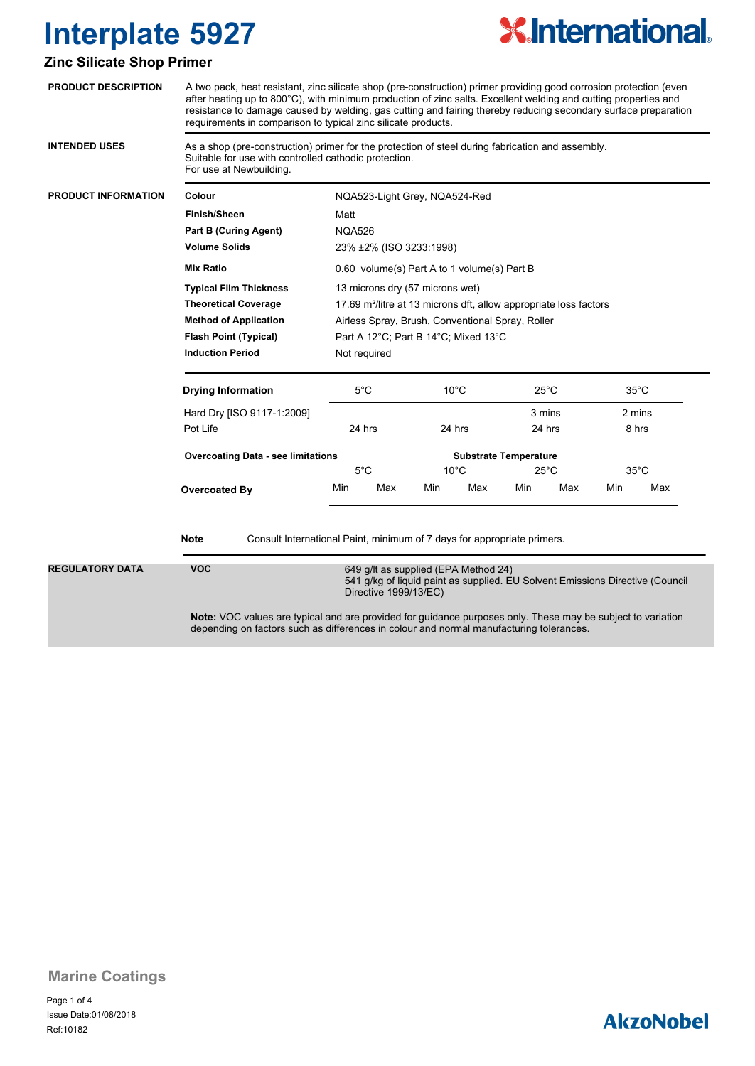# Interplate 5927

## Zinc Silicate Shop Primer

**PRODUCT DESCRIPTION**

A two pack, heat resistant, zinc silicate shop (pre-construction) primer providing good corrosion protection (even after heating up to 800°C), with minimum production of zinc salts. Excellent welding and cutting properties and resistance to damage caused by welding, gas cutting and fairing thereby reducing secondary surface preparation requirements in comparison to typical zinc silicate products.

**INTENDED USES**

As a shop (pre-construction) primer for the protection of steel during fabrication and assembly.
Suitable for use with controlled cathodic protection.
For use at Newbuilding.

**PRODUCT INFORMATION**

| | |
|---|---|
| **Colour** | NQA523-Light Grey, NQA524-Red |
| **Finish/Sheen** | Matt |
| **Part B (Curing Agent)** | NQA526 |
| **Volume Solids** | 23% ±2% (ISO 3233:1998) |
| **Mix Ratio** | 0.60 volume(s) Part A to 1 volume(s) Part B |
| **Typical Film Thickness** | 13 microns dry (57 microns wet) |
| **Theoretical Coverage** | 17.69 m²/litre at 13 microns dft, allow appropriate loss factors |
| **Method of Application** | Airless Spray, Brush, Conventional Spray, Roller |
| **Flash Point (Typical)** | Part A 12°C; Part B 14°C; Mixed 13°C |
| **Induction Period** | Not required |

| **Drying Information** | 5°C | 10°C | 25°C | 35°C |
|---|---|---|---|---|
| Hard Dry [ISO 9117-1:2009] | | | 3 mins | 2 mins |
| Pot Life | 24 hrs | 24 hrs | 24 hrs | 8 hrs |

| **Overcoating Data - see limitations** | Substrate Temperature | | | | | | | |
|---|---|---|---|---|---|---|---|---|
| | 5°C | | 10°C | | 25°C | | 35°C | |
| **Overcoated By** | Min | Max | Min | Max | Min | Max | Min | Max |

**Note** Consult International Paint, minimum of 7 days for appropriate primers.

**REGULATORY DATA**

**VOC**

649 g/lt as supplied (EPA Method 24)
541 g/kg of liquid paint as supplied. EU Solvent Emissions Directive (Council Directive 1999/13/EC)

**Note:** VOC values are typical and are provided for guidance purposes only. These may be subject to variation depending on factors such as differences in colour and normal manufacturing tolerances.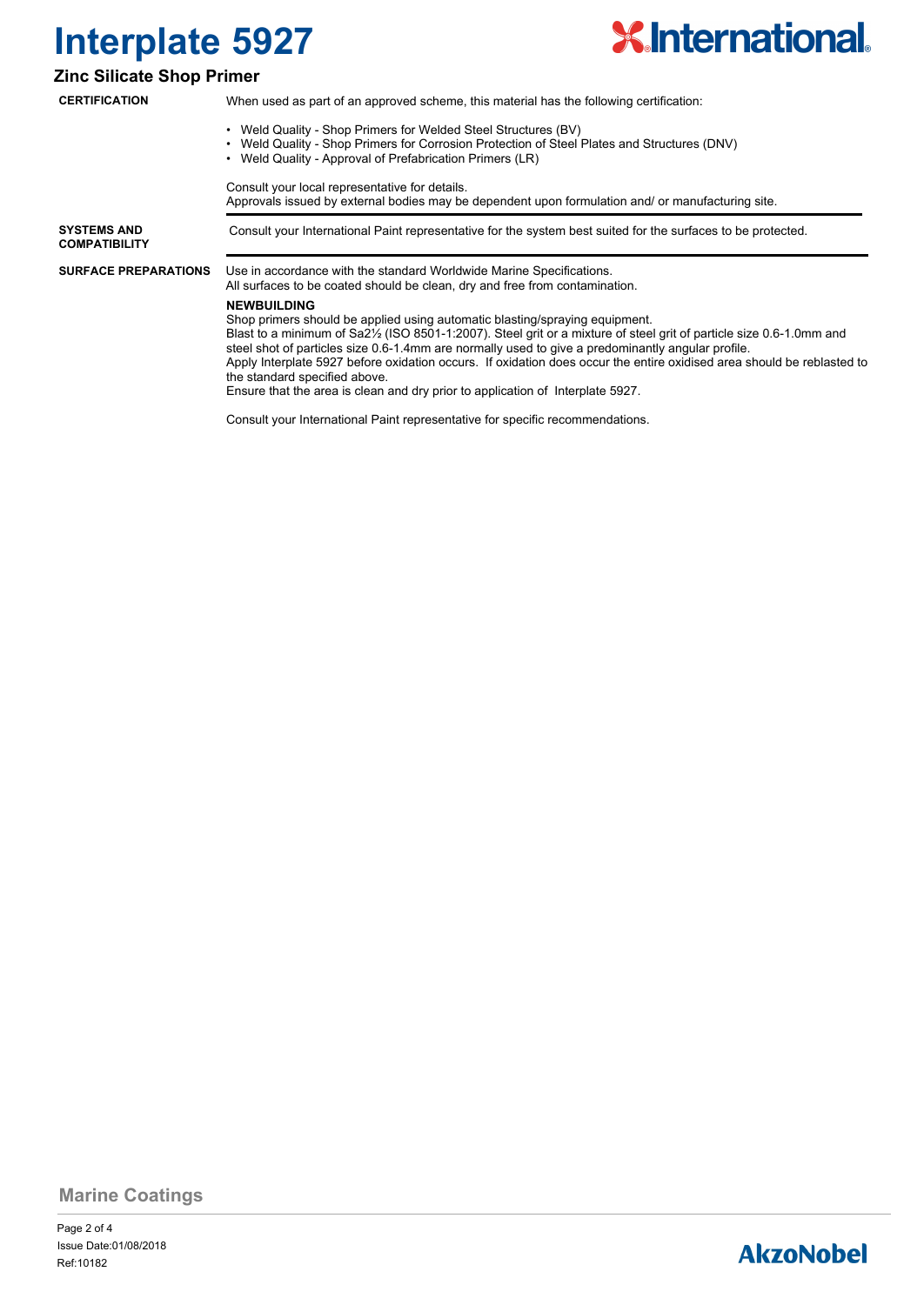# Interplate 5927

## Zinc Silicate Shop Primer

**CERTIFICATION**

When used as part of an approved scheme, this material has the following certification:

- Weld Quality - Shop Primers for Welded Steel Structures (BV)
- Weld Quality - Shop Primers for Corrosion Protection of Steel Plates and Structures (DNV)
- Weld Quality - Approval of Prefabrication Primers (LR)

Consult your local representative for details.
Approvals issued by external bodies may be dependent upon formulation and/ or manufacturing site.

**SYSTEMS AND COMPATIBILITY**

Consult your International Paint representative for the system best suited for the surfaces to be protected.

**SURFACE PREPARATIONS**

Use in accordance with the standard Worldwide Marine Specifications.
All surfaces to be coated should be clean, dry and free from contamination.

**NEWBUILDING**

Shop primers should be applied using automatic blasting/spraying equipment.
Blast to a minimum of Sa2½ (ISO 8501-1:2007). Steel grit or a mixture of steel grit of particle size 0.6-1.0mm and steel shot of particles size 0.6-1.4mm are normally used to give a predominantly angular profile.
Apply Interplate 5927 before oxidation occurs. If oxidation does occur the entire oxidised area should be reblasted to the standard specified above.
Ensure that the area is clean and dry prior to application of Interplate 5927.

Consult your International Paint representative for specific recommendations.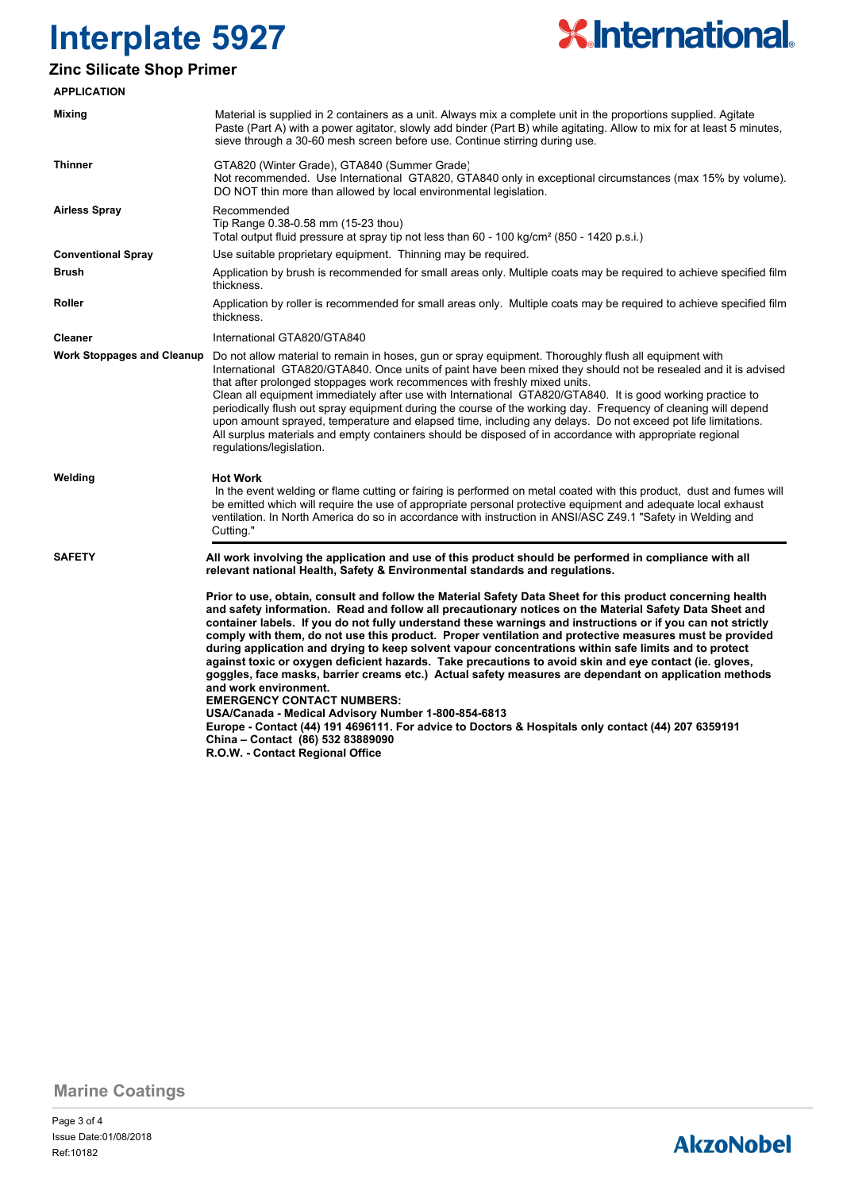# Interplate 5927

## Zinc Silicate Shop Primer

### APPLICATION

**Mixing**

Material is supplied in 2 containers as a unit. Always mix a complete unit in the proportions supplied. Agitate Paste (Part A) with a power agitator, slowly add binder (Part B) while agitating. Allow to mix for at least 5 minutes, sieve through a 30-60 mesh screen before use. Continue stirring during use.

**Thinner**

GTA820 (Winter Grade), GTA840 (Summer Grade)
Not recommended. Use International GTA820, GTA840 only in exceptional circumstances (max 15% by volume). DO NOT thin more than allowed by local environmental legislation.

**Airless Spray**

Recommended
Tip Range 0.38-0.58 mm (15-23 thou)
Total output fluid pressure at spray tip not less than 60 - 100 kg/cm² (850 - 1420 p.s.i.)

**Conventional Spray**

Use suitable proprietary equipment. Thinning may be required.

**Brush**

Application by brush is recommended for small areas only. Multiple coats may be required to achieve specified film thickness.

**Roller**

Application by roller is recommended for small areas only. Multiple coats may be required to achieve specified film thickness.

**Cleaner**

International GTA820/GTA840

**Work Stoppages and Cleanup**

Do not allow material to remain in hoses, gun or spray equipment. Thoroughly flush all equipment with International GTA820/GTA840. Once units of paint have been mixed they should not be resealed and it is advised that after prolonged stoppages work recommences with freshly mixed units.
Clean all equipment immediately after use with International GTA820/GTA840. It is good working practice to periodically flush out spray equipment during the course of the working day. Frequency of cleaning will depend upon amount sprayed, temperature and elapsed time, including any delays. Do not exceed pot life limitations.
All surplus materials and empty containers should be disposed of in accordance with appropriate regional regulations/legislation.

**Welding**

**Hot Work**
In the event welding or flame cutting or fairing is performed on metal coated with this product, dust and fumes will be emitted which will require the use of appropriate personal protective equipment and adequate local exhaust ventilation. In North America do so in accordance with instruction in ANSI/ASC Z49.1 "Safety in Welding and Cutting."

### SAFETY

**All work involving the application and use of this product should be performed in compliance with all relevant national Health, Safety & Environmental standards and regulations.**

**Prior to use, obtain, consult and follow the Material Safety Data Sheet for this product concerning health and safety information. Read and follow all precautionary notices on the Material Safety Data Sheet and container labels. If you do not fully understand these warnings and instructions or if you can not strictly comply with them, do not use this product. Proper ventilation and protective measures must be provided during application and drying to keep solvent vapour concentrations within safe limits and to protect against toxic or oxygen deficient hazards. Take precautions to avoid skin and eye contact (ie. gloves, goggles, face masks, barrier creams etc.) Actual safety measures are dependant on application methods and work environment.**
**EMERGENCY CONTACT NUMBERS:**
**USA/Canada - Medical Advisory Number 1-800-854-6813**
**Europe - Contact (44) 191 4696111. For advice to Doctors & Hospitals only contact (44) 207 6359191**
**China – Contact (86) 532 83889090**
**R.O.W. - Contact Regional Office**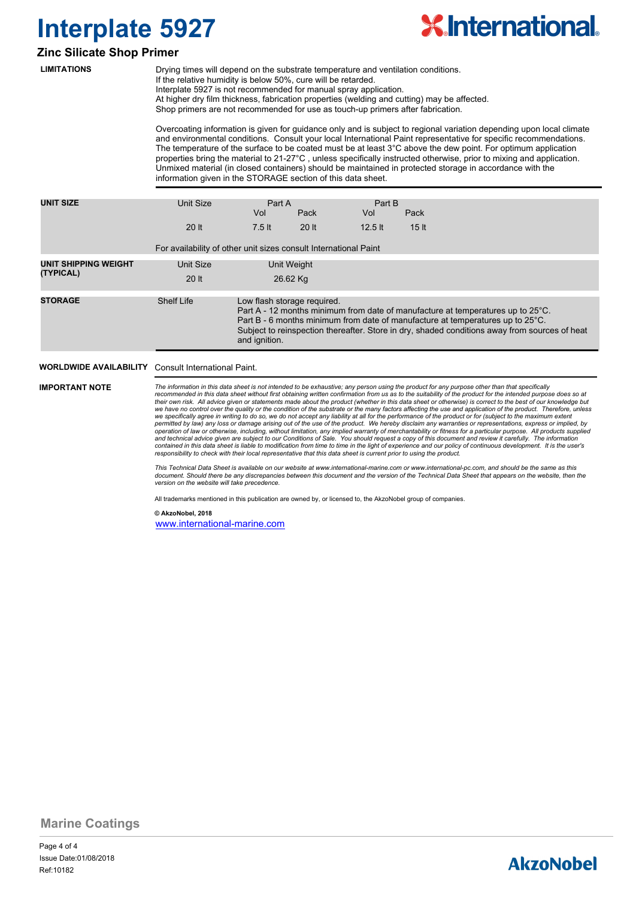# Interplate 5927

## Zinc Silicate Shop Primer

**LIMITATIONS**

Drying times will depend on the substrate temperature and ventilation conditions.
If the relative humidity is below 50%, cure will be retarded.
Interplate 5927 is not recommended for manual spray application.
At higher dry film thickness, fabrication properties (welding and cutting) may be affected.
Shop primers are not recommended for use as touch-up primers after fabrication.

Overcoating information is given for guidance only and is subject to regional variation depending upon local climate and environmental conditions. Consult your local International Paint representative for specific recommendations. The temperature of the surface to be coated must be at least 3°C above the dew point. For optimum application properties bring the material to 21-27°C , unless specifically instructed otherwise, prior to mixing and application. Unmixed material (in closed containers) should be maintained in protected storage in accordance with the information given in the STORAGE section of this data sheet.

**UNIT SIZE**

| Unit Size | Part A | | Part B | |
|---|---|---|---|---|
| | Vol | Pack | Vol | Pack |
| 20 lt | 7.5 lt | 20 lt | 12.5 lt | 15 lt |

For availability of other unit sizes consult International Paint

**UNIT SHIPPING WEIGHT (TYPICAL)**

| Unit Size | Unit Weight |
|---|---|
| 20 lt | 26.62 Kg |

**STORAGE**

Shelf Life: Low flash storage required.
Part A - 12 months minimum from date of manufacture at temperatures up to 25°C.
Part B - 6 months minimum from date of manufacture at temperatures up to 25°C.
Subject to reinspection thereafter. Store in dry, shaded conditions away from sources of heat and ignition.

**WORLDWIDE AVAILABILITY** Consult International Paint.

**IMPORTANT NOTE**

*The information in this data sheet is not intended to be exhaustive; any person using the product for any purpose other than that specifically recommended in this data sheet without first obtaining written confirmation from us as to the suitability of the product for the intended purpose does so at their own risk. All advice given or statements made about the product (whether in this data sheet or otherwise) is correct to the best of our knowledge but we have no control over the quality or the condition of the substrate or the many factors affecting the use and application of the product. Therefore, unless we specifically agree in writing to do so, we do not accept any liability at all for the performance of the product or for (subject to the maximum extent permitted by law) any loss or damage arising out of the use of the product. We hereby disclaim any warranties or representations, express or implied, by operation of law or otherwise, including, without limitation, any implied warranty of merchantability or fitness for a particular purpose. All products supplied and technical advice given are subject to our Conditions of Sale. You should request a copy of this document and review it carefully. The information contained in this data sheet is liable to modification from time to time in the light of experience and our policy of continuous development. It is the user's responsibility to check with their local representative that this data sheet is current prior to using the product.*

*This Technical Data Sheet is available on our website at www.international-marine.com or www.international-pc.com, and should be the same as this document. Should there be any discrepancies between this document and the version of the Technical Data Sheet that appears on the website, then the version on the website will take precedence.*

All trademarks mentioned in this publication are owned by, or licensed to, the AkzoNobel group of companies.

**© AkzoNobel, 2018**

www.international-marine.com

Marine Coatings

Issue Date:01/08/2018
Ref:10182